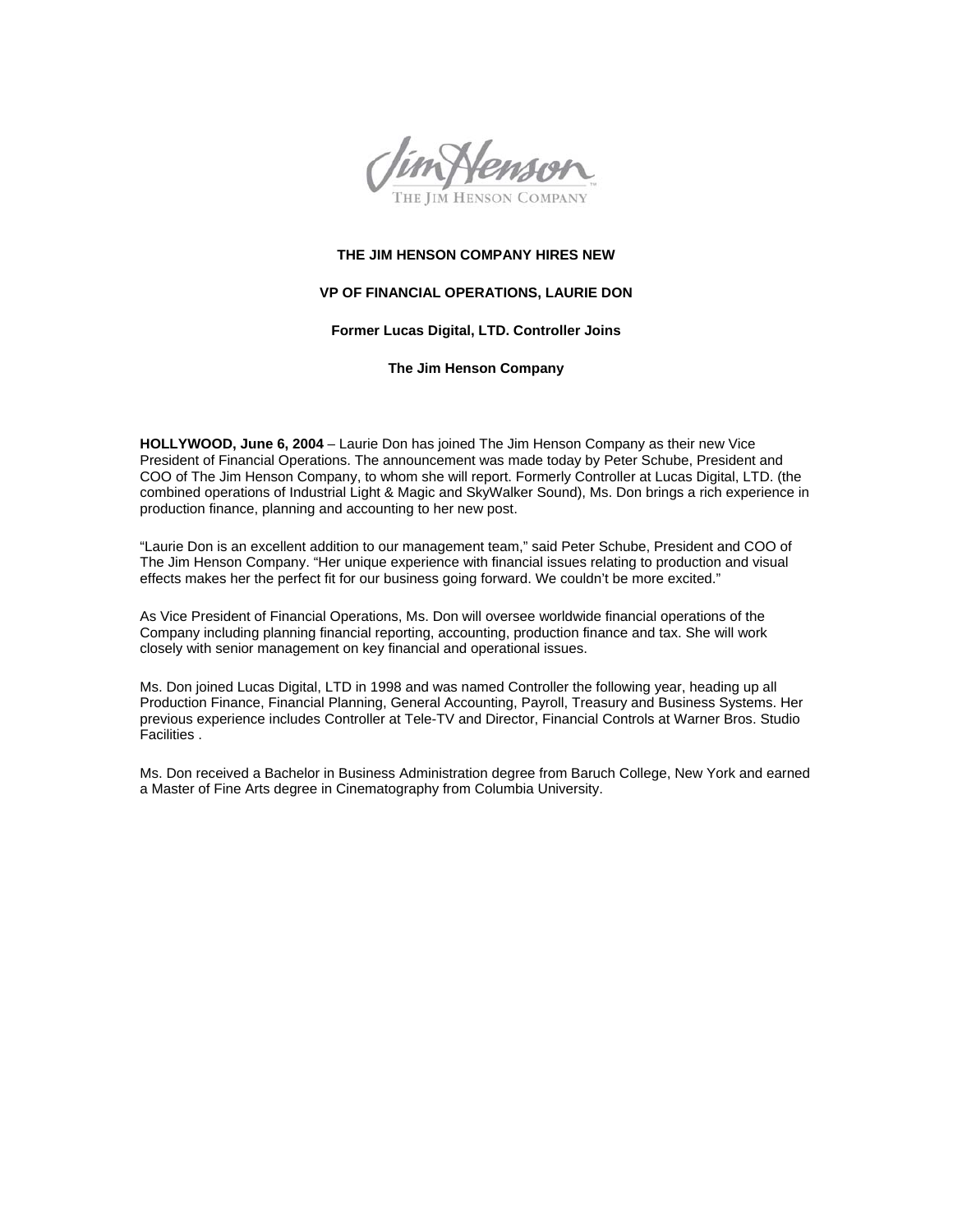THE JIM HENSON COMPANY

**THE JIM HENSON COMPANY HIRES NEW**

**VP OF FINANCIAL OPERATIONS, LAURIE DON**

**Former Lucas Digital, LTD. Controller Joins**

**The Jim Henson Company**

**HOLLYWOOD, June 6, 2004** – Laurie Don has joined The Jim Henson Company as their new Vice President of Financial Operations. The announcement was made today by Peter Schube, President and COO of The Jim Henson Company, to whom she will report. Formerly Controller at Lucas Digital, LTD. (the combined operations of Industrial Light & Magic and SkyWalker Sound), Ms. Don brings a rich experience in production finance, planning and accounting to her new post.

"Laurie Don is an excellent addition to our management team," said Peter Schube, President and COO of The Jim Henson Company. "Her unique experience with financial issues relating to production and visual effects makes her the perfect fit for our business going forward. We couldn't be more excited."

As Vice President of Financial Operations, Ms. Don will oversee worldwide financial operations of the Company including planning financial reporting, accounting, production finance and tax. She will work closely with senior management on key financial and operational issues.

Ms. Don joined Lucas Digital, LTD in 1998 and was named Controller the following year, heading up all Production Finance, Financial Planning, General Accounting, Payroll, Treasury and Business Systems. Her previous experience includes Controller at Tele-TV and Director, Financial Controls at Warner Bros. Studio Facilities .

Ms. Don received a Bachelor in Business Administration degree from Baruch College, New York and earned a Master of Fine Arts degree in Cinematography from Columbia University.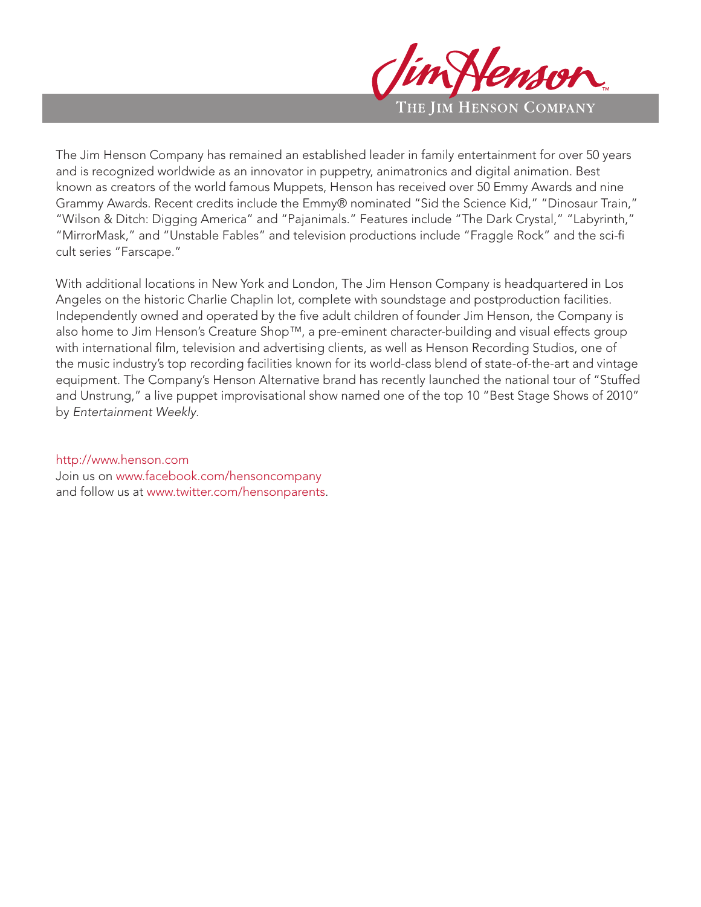# THE JIM HENSON COMPANY

The Jim Henson Company has remained an established leader in family entertainment for over 50 years and is recognized worldwide as an innovator in puppetry, animatronics and digital animation. Best known as creators of the world famous Muppets, Henson has received over 50 Emmy Awards and nine Grammy Awards. Recent credits include the Emmy® nominated "Sid the Science Kid," "Dinosaur Train," "Wilson & Ditch: Digging America" and "Pajanimals." Features include "The Dark Crystal," "Labyrinth," "MirrorMask," and "Unstable Fables" and television productions include "Fraggle Rock" and the sci-fi cult series "Farscape."

With additional locations in New York and London, The Jim Henson Company is headquartered in Los Angeles on the historic Charlie Chaplin lot, complete with soundstage and postproduction facilities. Independently owned and operated by the five adult children of founder Jim Henson, the Company is also home to Jim Henson's Creature Shop™, a pre-eminent character-building and visual effects group with international film, television and advertising clients, as well as Henson Recording Studios, one of the music industry's top recording facilities known for its world-class blend of state-of-the-art and vintage equipment. The Company's Henson Alternative brand has recently launched the national tour of "Stuffed and Unstrung," a live puppet improvisational show named one of the top 10 "Best Stage Shows of 2010" by *Entertainment Weekly*.

http://www.henson.com
Join us on www.facebook.com/hensoncompany
and follow us at www.twitter.com/hensonparents.